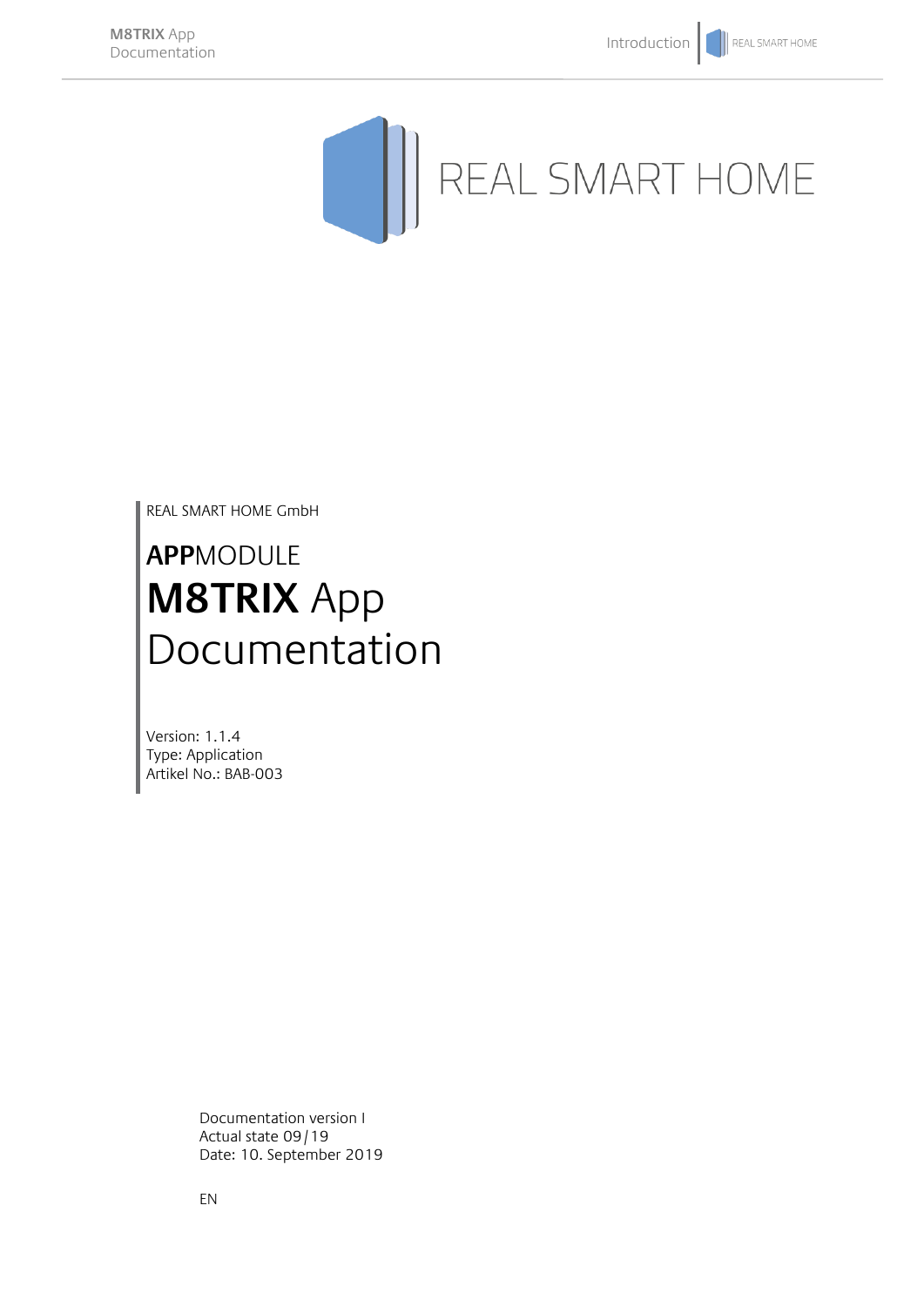REAL SMART HOME

REAL SMART HOME GmbH

# **APP**MODULE **M8TRIX** App Documentation

Version: 1.1.4
Type: Application
Artikel No.: BAB-003

Documentation version I
Actual state 09/19
Date: 10. September 2019

EN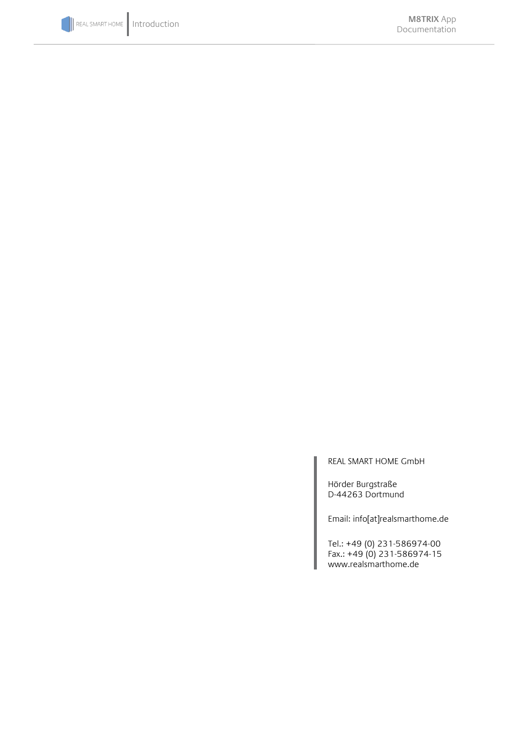REAL SMART HOME GmbH

Hörder Burgstraße
D-44263 Dortmund

Email: info[at]realsmarthome.de

Tel.: +49 (0) 231-586974-00
Fax.: +49 (0) 231-586974-15
www.realsmarthome.de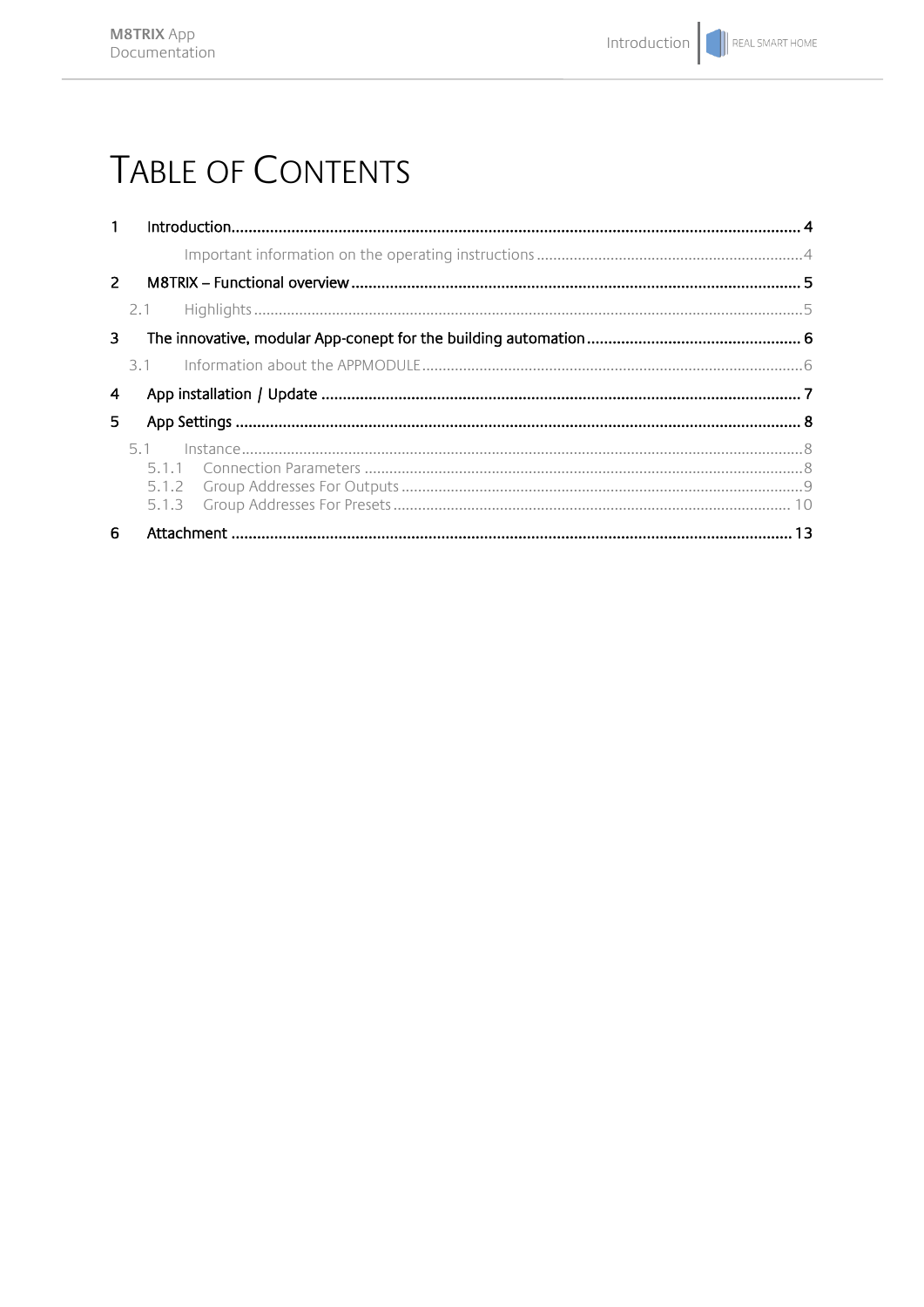# TABLE OF CONTENTS

1 Introduction .......... 4

  Important information on the operating instructions .......... 4

2 M8TRIX – Functional overview .......... 5

  2.1 Highlights .......... 5

3 The innovative, modular App-conept for the building automation .......... 6

  3.1 Information about the APPMODULE .......... 6

4 App installation / Update .......... 7

5 App Settings .......... 8

  5.1 Instance .......... 8

    5.1.1 Connection Parameters .......... 8

    5.1.2 Group Addresses For Outputs .......... 9

    5.1.3 Group Addresses For Presets .......... 10

6 Attachment .......... 13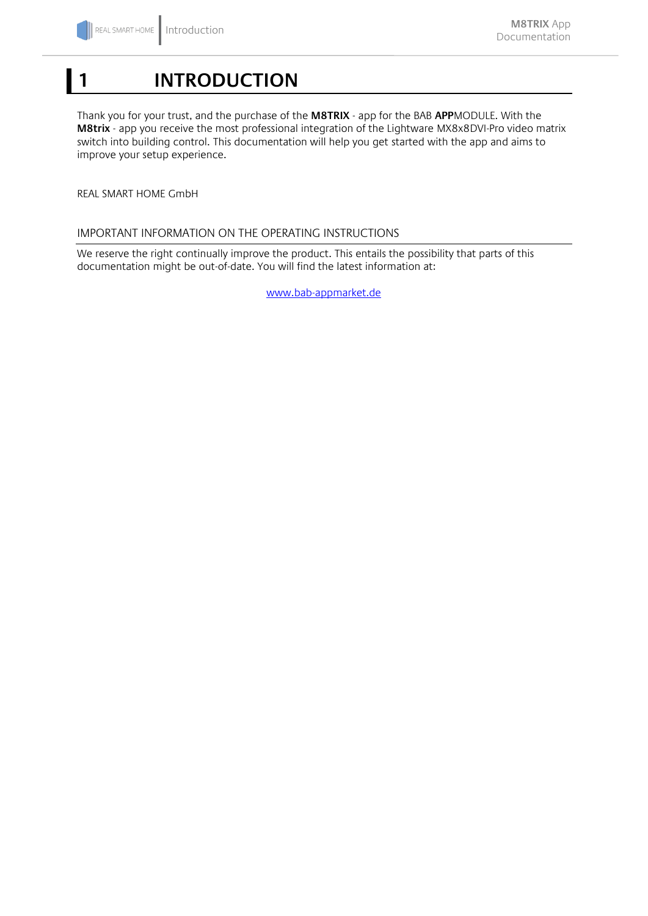# 1 INTRODUCTION

Thank you for your trust, and the purchase of the **M8TRIX** - app for the BAB **APP**MODULE. With the **M8trix** - app you receive the most professional integration of the Lightware MX8x8DVI-Pro video matrix switch into building control. This documentation will help you get started with the app and aims to improve your setup experience.

REAL SMART HOME GmbH

## IMPORTANT INFORMATION ON THE OPERATING INSTRUCTIONS

We reserve the right continually improve the product. This entails the possibility that parts of this documentation might be out-of-date. You will find the latest information at:

www.bab-appmarket.de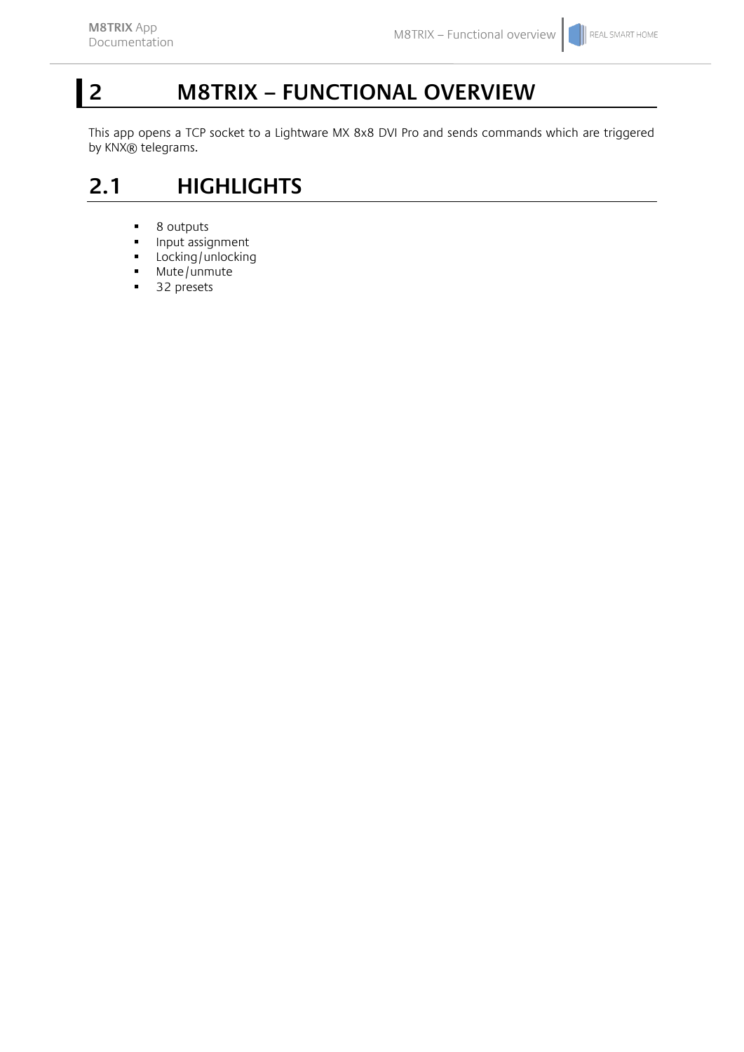# 2 M8TRIX – FUNCTIONAL OVERVIEW

This app opens a TCP socket to a Lightware MX 8x8 DVI Pro and sends commands which are triggered by KNX® telegrams.

## 2.1 HIGHLIGHTS

- 8 outputs
- Input assignment
- Locking/unlocking
- Mute/unmute
- 32 presets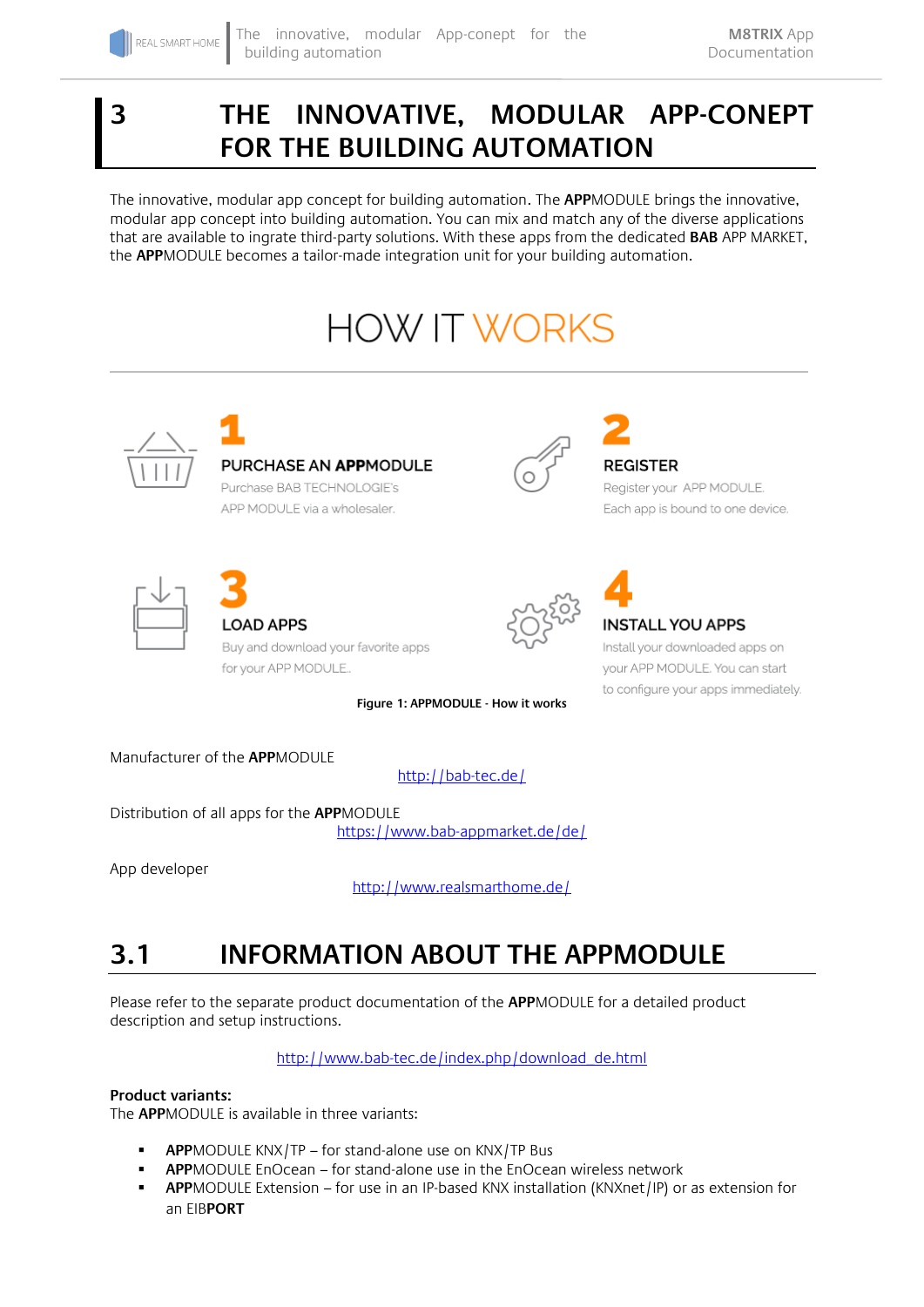# 3 THE INNOVATIVE, MODULAR APP-CONEPT FOR THE BUILDING AUTOMATION

The innovative, modular app concept for building automation. The **APP**MODULE brings the innovative, modular app concept into building automation. You can mix and match any of the diverse applications that are available to ingrate third-party solutions. With these apps from the dedicated **BAB** APP MARKET, the **APP**MODULE becomes a tailor-made integration unit for your building automation.

HOW IT WORKS

**1**
**PURCHASE AN APPMODULE**
Purchase BAB TECHNOLOGIE's APP MODULE via a wholesaler.

**2**
**REGISTER**
Register your APP MODULE. Each app is bound to one device.

**3**
**LOAD APPS**
Buy and download your favorite apps for your APP MODULE.

**4**
**INSTALL YOU APPS**
Install your downloaded apps on your APP MODULE. You can start to configure your apps immediately.

**Figure 1: APPMODULE - How it works**

Manufacturer of the **APP**MODULE

http://bab-tec.de/

Distribution of all apps for the **APP**MODULE

https://www.bab-appmarket.de/de/

App developer

http://www.realsmarthome.de/

## 3.1 INFORMATION ABOUT THE APPMODULE

Please refer to the separate product documentation of the **APP**MODULE for a detailed product description and setup instructions.

http://www.bab-tec.de/index.php/download_de.html

**Product variants:**
The **APP**MODULE is available in three variants:

- **APP**MODULE KNX/TP – for stand-alone use on KNX/TP Bus
- **APP**MODULE EnOcean – for stand-alone use in the EnOcean wireless network
- **APP**MODULE Extension – for use in an IP-based KNX installation (KNXnet/IP) or as extension for an EIB**PORT**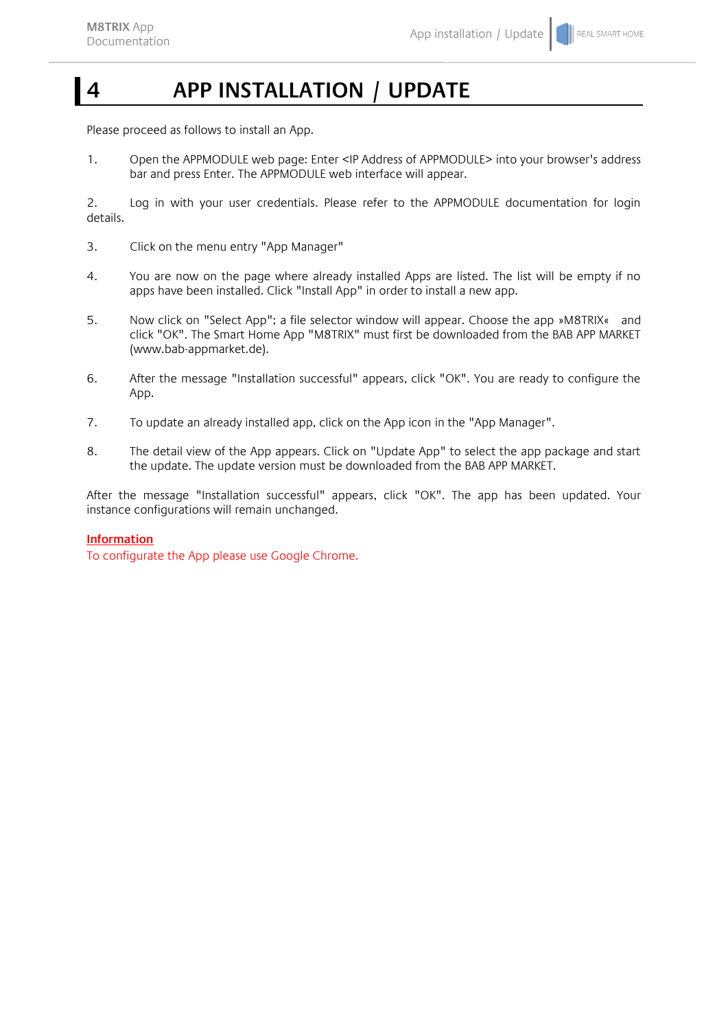# 4 APP INSTALLATION / UPDATE

Please proceed as follows to install an App.

1. Open the APPMODULE web page: Enter <IP Address of APPMODULE> into your browser's address bar and press Enter. The APPMODULE web interface will appear.

2. Log in with your user credentials. Please refer to the APPMODULE documentation for login details.

3. Click on the menu entry "App Manager"

4. You are now on the page where already installed Apps are listed. The list will be empty if no apps have been installed. Click "Install App" in order to install a new app.

5. Now click on "Select App"; a file selector window will appear. Choose the app »M8TRIX« and click "OK". The Smart Home App "M8TRIX" must first be downloaded from the BAB APP MARKET (www.bab-appmarket.de).

6. After the message "Installation successful" appears, click "OK". You are ready to configure the App.

7. To update an already installed app, click on the App icon in the "App Manager".

8. The detail view of the App appears. Click on "Update App" to select the app package and start the update. The update version must be downloaded from the BAB APP MARKET.

After the message "Installation successful" appears, click "OK". The app has been updated. Your instance configurations will remain unchanged.

**Information**

To configurate the App please use Google Chrome.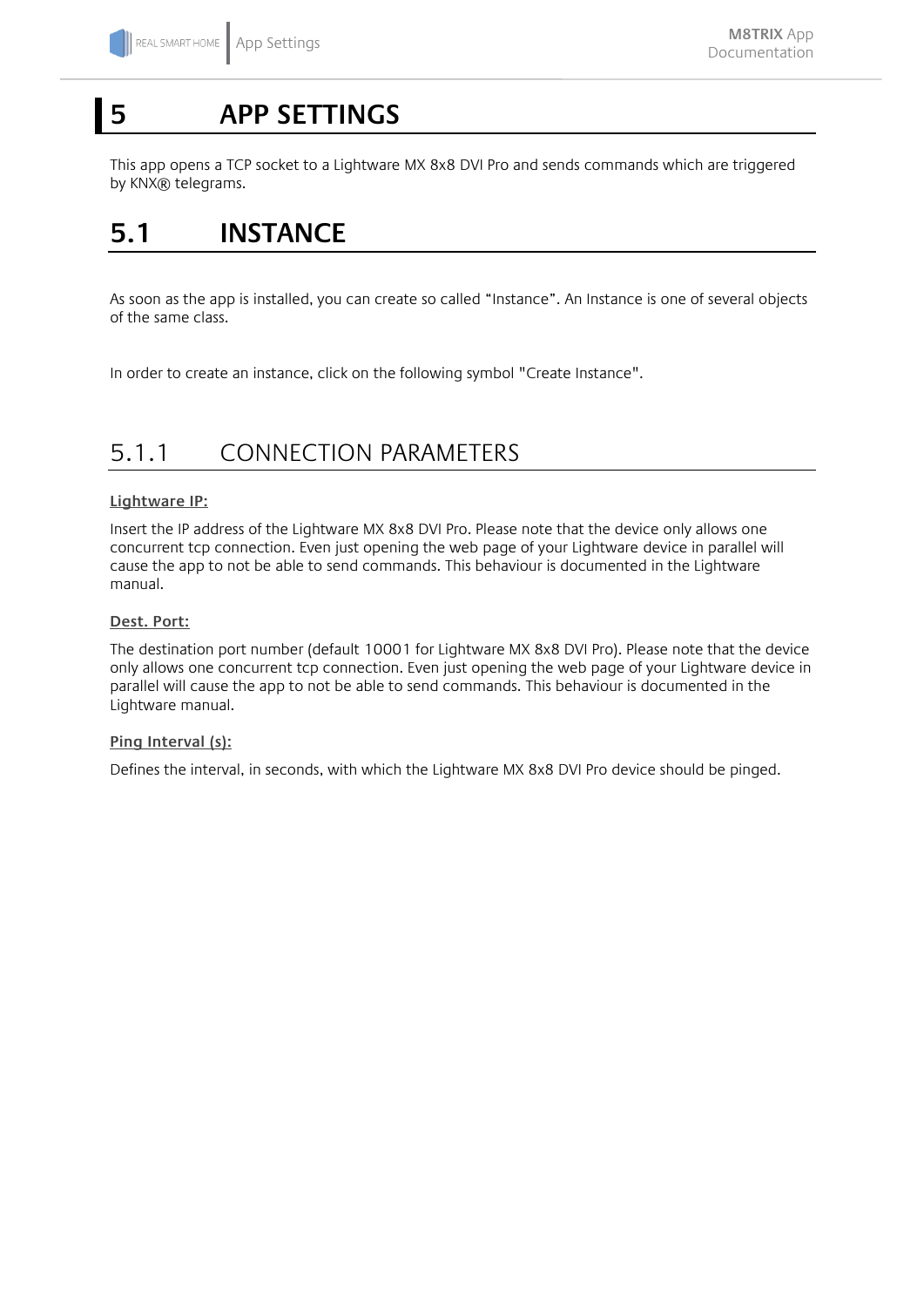# 5 APP SETTINGS

This app opens a TCP socket to a Lightware MX 8x8 DVI Pro and sends commands which are triggered by KNX® telegrams.

## 5.1 INSTANCE

As soon as the app is installed, you can create so called “Instance”. An Instance is one of several objects of the same class.

In order to create an instance, click on the following symbol "Create Instance".

### 5.1.1 CONNECTION PARAMETERS

**Lightware IP:**

Insert the IP address of the Lightware MX 8x8 DVI Pro. Please note that the device only allows one concurrent tcp connection. Even just opening the web page of your Lightware device in parallel will cause the app to not be able to send commands. This behaviour is documented in the Lightware manual.

**Dest. Port:**

The destination port number (default 10001 for Lightware MX 8x8 DVI Pro). Please note that the device only allows one concurrent tcp connection. Even just opening the web page of your Lightware device in parallel will cause the app to not be able to send commands. This behaviour is documented in the Lightware manual.

**Ping Interval (s):**

Defines the interval, in seconds, with which the Lightware MX 8x8 DVI Pro device should be pinged.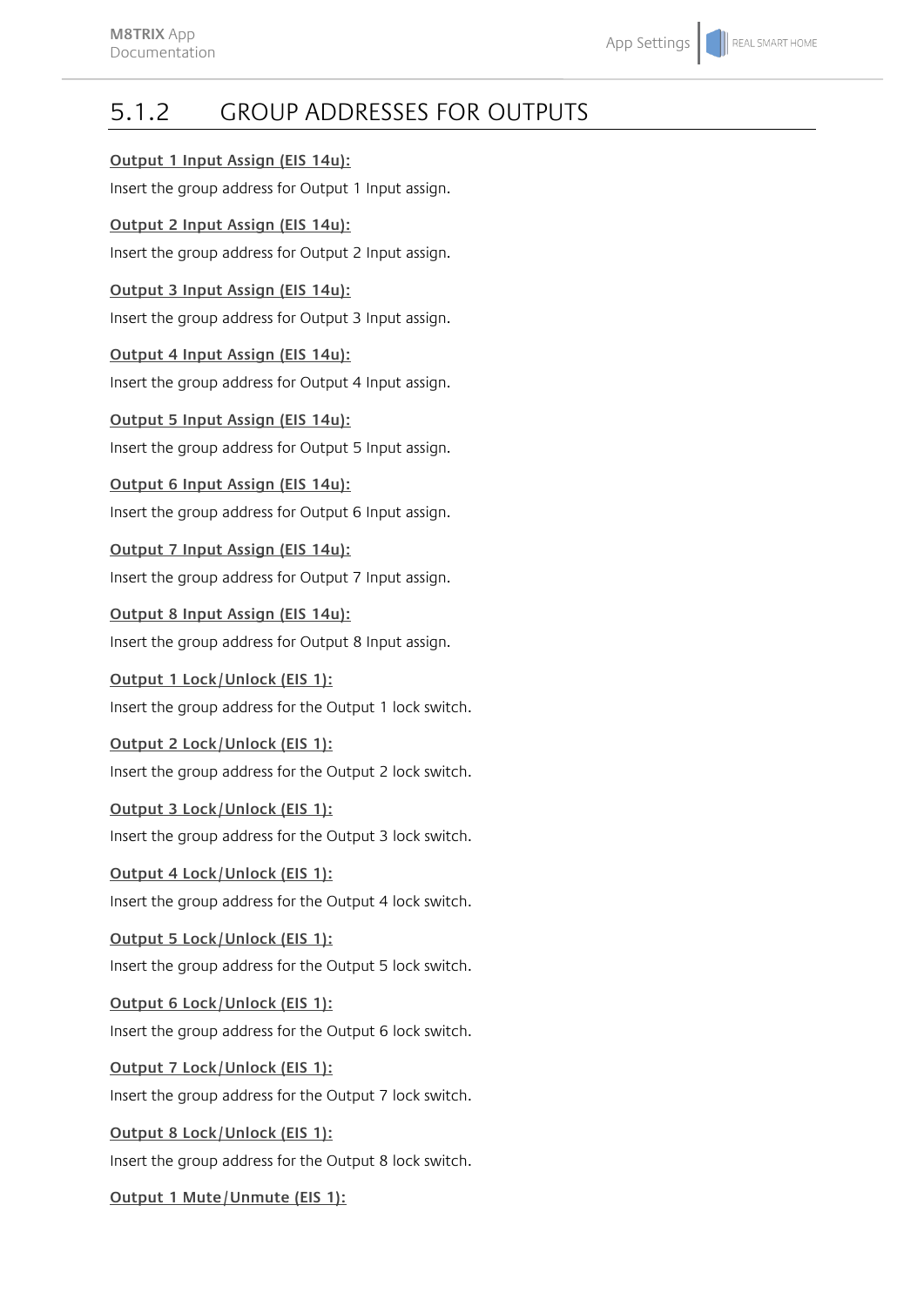### 5.1.2 GROUP ADDRESSES FOR OUTPUTS

**Output 1 Input Assign (EIS 14u):**

Insert the group address for Output 1 Input assign.

**Output 2 Input Assign (EIS 14u):**

Insert the group address for Output 2 Input assign.

**Output 3 Input Assign (EIS 14u):**

Insert the group address for Output 3 Input assign.

**Output 4 Input Assign (EIS 14u):**

Insert the group address for Output 4 Input assign.

**Output 5 Input Assign (EIS 14u):**

Insert the group address for Output 5 Input assign.

**Output 6 Input Assign (EIS 14u):**

Insert the group address for Output 6 Input assign.

**Output 7 Input Assign (EIS 14u):**

Insert the group address for Output 7 Input assign.

**Output 8 Input Assign (EIS 14u):**

Insert the group address for Output 8 Input assign.

**Output 1 Lock/Unlock (EIS 1):**

Insert the group address for the Output 1 lock switch.

**Output 2 Lock/Unlock (EIS 1):**

Insert the group address for the Output 2 lock switch.

**Output 3 Lock/Unlock (EIS 1):**

Insert the group address for the Output 3 lock switch.

**Output 4 Lock/Unlock (EIS 1):**

Insert the group address for the Output 4 lock switch.

**Output 5 Lock/Unlock (EIS 1):**

Insert the group address for the Output 5 lock switch.

**Output 6 Lock/Unlock (EIS 1):**

Insert the group address for the Output 6 lock switch.

**Output 7 Lock/Unlock (EIS 1):**

Insert the group address for the Output 7 lock switch.

**Output 8 Lock/Unlock (EIS 1):**

Insert the group address for the Output 8 lock switch.

**Output 1 Mute/Unmute (EIS 1):**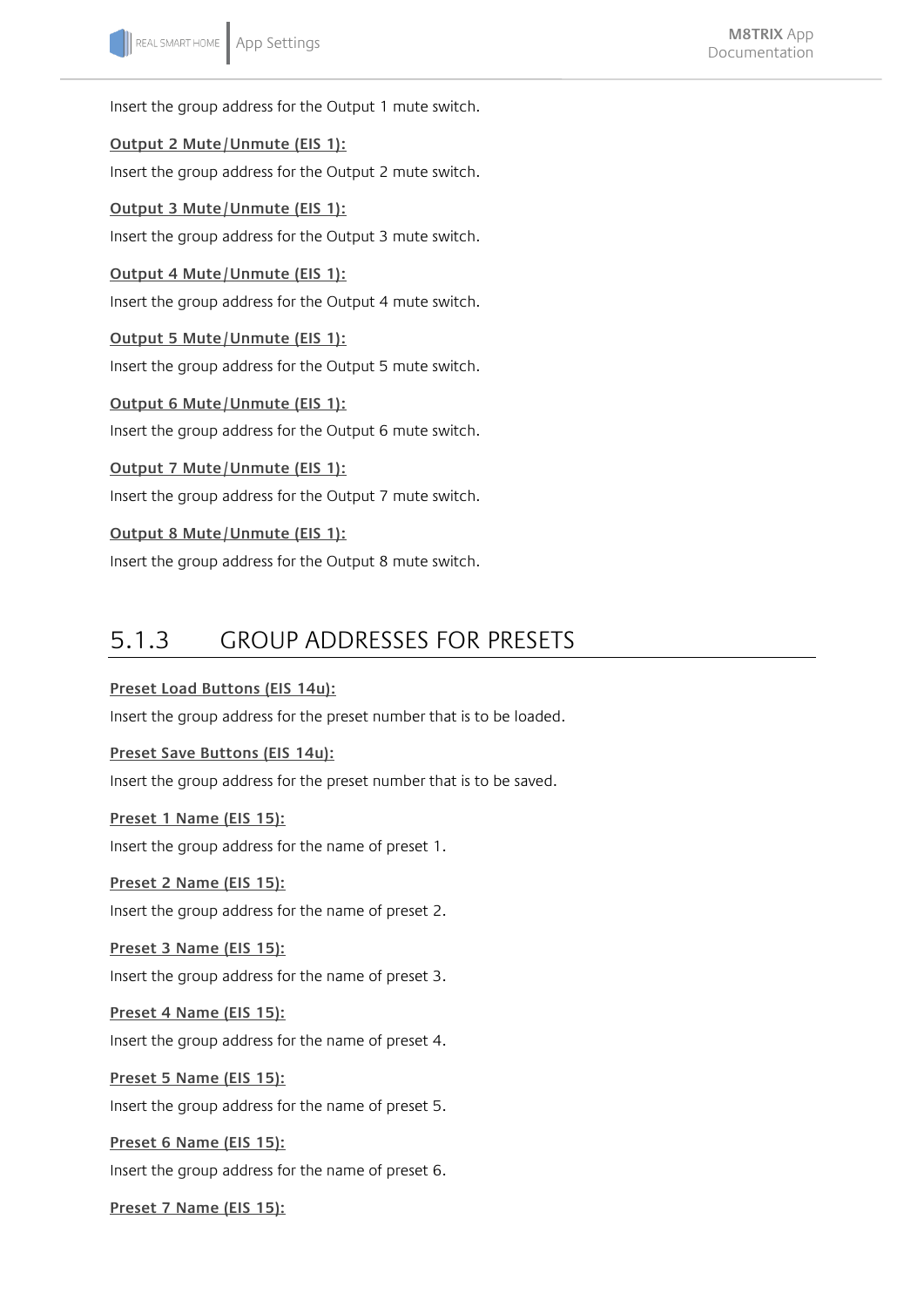Insert the group address for the Output 1 mute switch.

**Output 2 Mute/Unmute (EIS 1):**

Insert the group address for the Output 2 mute switch.

**Output 3 Mute/Unmute (EIS 1):**

Insert the group address for the Output 3 mute switch.

**Output 4 Mute/Unmute (EIS 1):**

Insert the group address for the Output 4 mute switch.

**Output 5 Mute/Unmute (EIS 1):**

Insert the group address for the Output 5 mute switch.

**Output 6 Mute/Unmute (EIS 1):**

Insert the group address for the Output 6 mute switch.

**Output 7 Mute/Unmute (EIS 1):**

Insert the group address for the Output 7 mute switch.

**Output 8 Mute/Unmute (EIS 1):**

Insert the group address for the Output 8 mute switch.

### 5.1.3 GROUP ADDRESSES FOR PRESETS

**Preset Load Buttons (EIS 14u):**

Insert the group address for the preset number that is to be loaded.

**Preset Save Buttons (EIS 14u):**

Insert the group address for the preset number that is to be saved.

**Preset 1 Name (EIS 15):**

Insert the group address for the name of preset 1.

**Preset 2 Name (EIS 15):**

Insert the group address for the name of preset 2.

**Preset 3 Name (EIS 15):**

Insert the group address for the name of preset 3.

**Preset 4 Name (EIS 15):**

Insert the group address for the name of preset 4.

**Preset 5 Name (EIS 15):**

Insert the group address for the name of preset 5.

**Preset 6 Name (EIS 15):**

Insert the group address for the name of preset 6.

**Preset 7 Name (EIS 15):**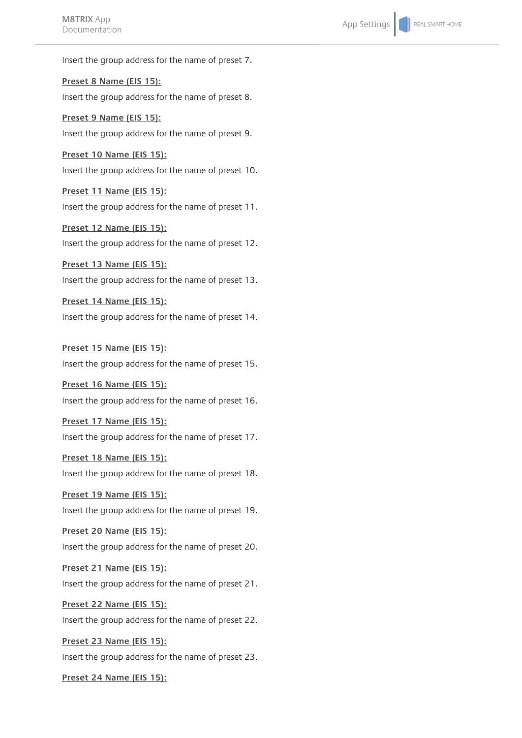Insert the group address for the name of preset 7.

**Preset 8 Name (EIS 15):**

Insert the group address for the name of preset 8.

**Preset 9 Name (EIS 15):**

Insert the group address for the name of preset 9.

**Preset 10 Name (EIS 15):**

Insert the group address for the name of preset 10.

**Preset 11 Name (EIS 15):**

Insert the group address for the name of preset 11.

**Preset 12 Name (EIS 15):**

Insert the group address for the name of preset 12.

**Preset 13 Name (EIS 15):**

Insert the group address for the name of preset 13.

**Preset 14 Name (EIS 15):**

Insert the group address for the name of preset 14.

**Preset 15 Name (EIS 15):**

Insert the group address for the name of preset 15.

**Preset 16 Name (EIS 15):**

Insert the group address for the name of preset 16.

**Preset 17 Name (EIS 15):**

Insert the group address for the name of preset 17.

**Preset 18 Name (EIS 15):**

Insert the group address for the name of preset 18.

**Preset 19 Name (EIS 15):**

Insert the group address for the name of preset 19.

**Preset 20 Name (EIS 15):**

Insert the group address for the name of preset 20.

**Preset 21 Name (EIS 15):**

Insert the group address for the name of preset 21.

**Preset 22 Name (EIS 15):**

Insert the group address for the name of preset 22.

**Preset 23 Name (EIS 15):**

Insert the group address for the name of preset 23.

**Preset 24 Name (EIS 15):**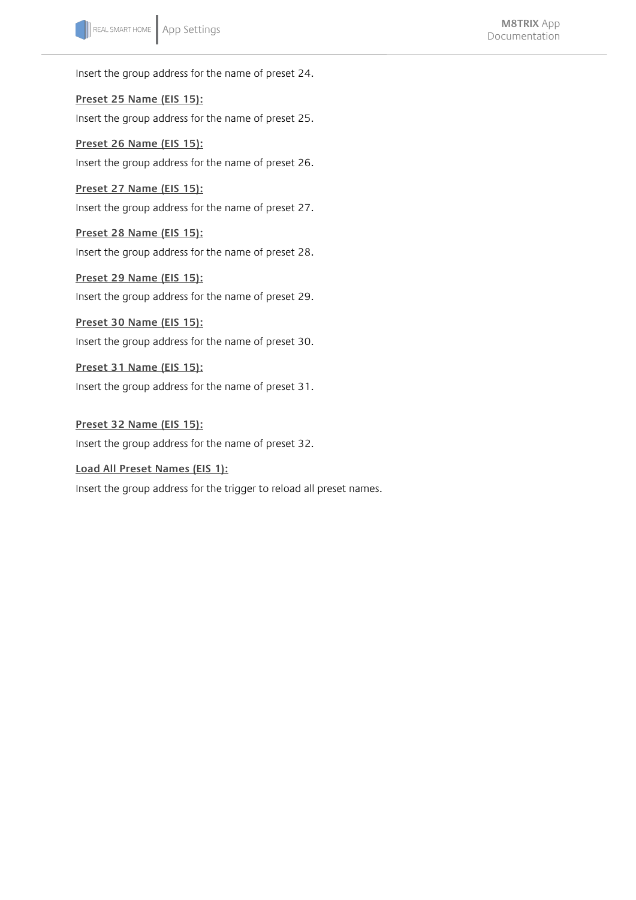Insert the group address for the name of preset 24.

**Preset 25 Name (EIS 15):**

Insert the group address for the name of preset 25.

**Preset 26 Name (EIS 15):**

Insert the group address for the name of preset 26.

**Preset 27 Name (EIS 15):**

Insert the group address for the name of preset 27.

**Preset 28 Name (EIS 15):**

Insert the group address for the name of preset 28.

**Preset 29 Name (EIS 15):**

Insert the group address for the name of preset 29.

**Preset 30 Name (EIS 15):**

Insert the group address for the name of preset 30.

**Preset 31 Name (EIS 15):**

Insert the group address for the name of preset 31.

**Preset 32 Name (EIS 15):**

Insert the group address for the name of preset 32.

**Load All Preset Names (EIS 1):**

Insert the group address for the trigger to reload all preset names.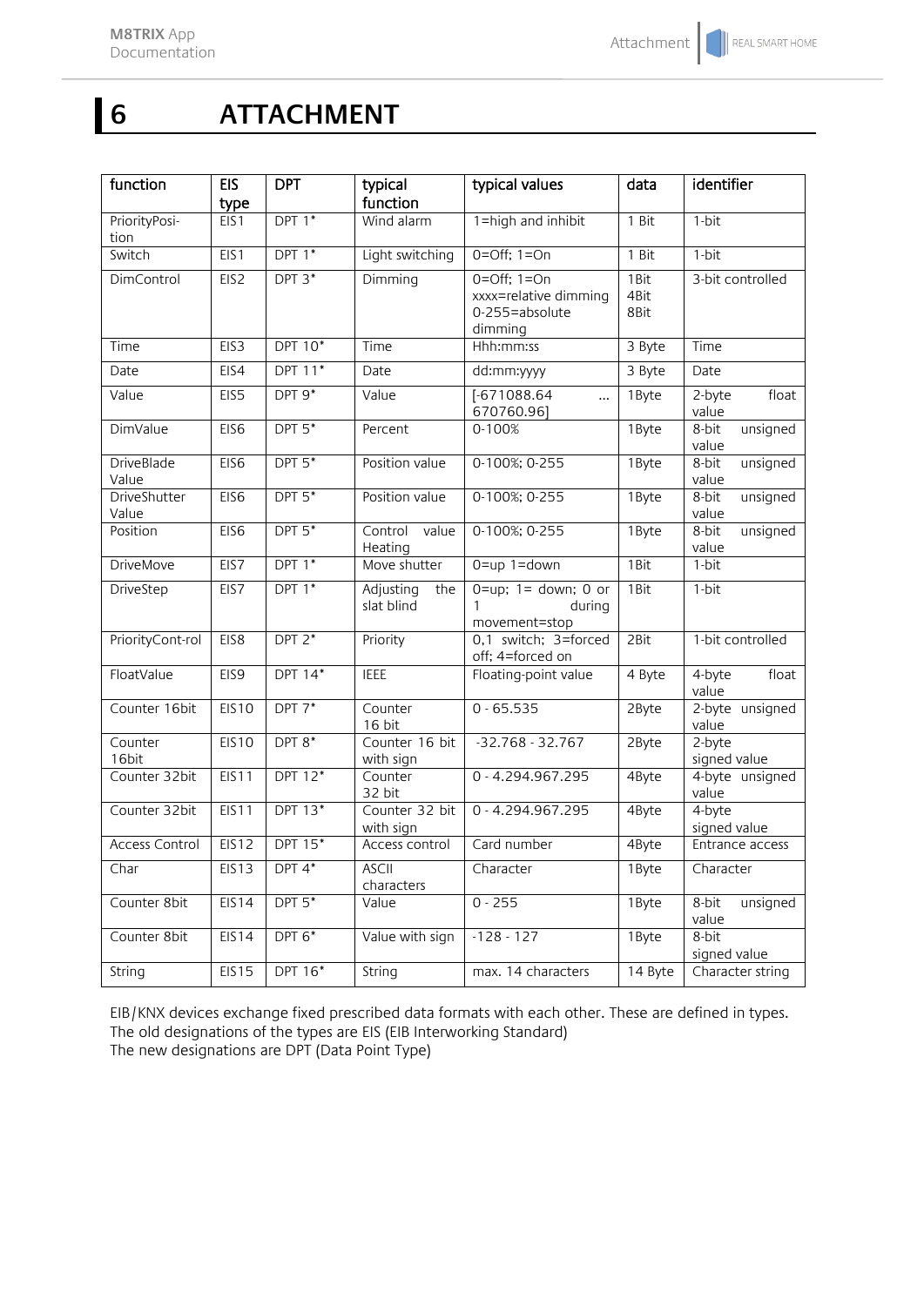# 6 ATTACHMENT

| function | EIS type | DPT | typical function | typical values | data | identifier |
| --- | --- | --- | --- | --- | --- | --- |
| PriorityPosi-tion | EIS1 | DPT 1* | Wind alarm | 1=high and inhibit | 1 Bit | 1-bit |
| Switch | EIS1 | DPT 1* | Light switching | 0=Off; 1=On | 1 Bit | 1-bit |
| DimControl | EIS2 | DPT 3* | Dimming | 0=Off; 1=On xxxx=relative dimming 0-255=absolute dimming | 1Bit 4Bit 8Bit | 3-bit controlled |
| Time | EIS3 | DPT 10* | Time | Hhh:mm:ss | 3 Byte | Time |
| Date | EIS4 | DPT 11* | Date | dd:mm:yyyy | 3 Byte | Date |
| Value | EIS5 | DPT 9* | Value | [-671088.64 ... 670760.96] | 1Byte | 2-byte float value |
| DimValue | EIS6 | DPT 5* | Percent | 0-100% | 1Byte | 8-bit unsigned value |
| DriveBlade Value | EIS6 | DPT 5* | Position value | 0-100%; 0-255 | 1Byte | 8-bit unsigned value |
| DriveShutter Value | EIS6 | DPT 5* | Position value | 0-100%; 0-255 | 1Byte | 8-bit unsigned value |
| Position | EIS6 | DPT 5* | Control value Heating | 0-100%; 0-255 | 1Byte | 8-bit unsigned value |
| DriveMove | EIS7 | DPT 1* | Move shutter | 0=up 1=down | 1Bit | 1-bit |
| DriveStep | EIS7 | DPT 1* | Adjusting the slat blind | 0=up; 1= down; 0 or 1 during movement=stop | 1Bit | 1-bit |
| PriorityCont-rol | EIS8 | DPT 2* | Priority | 0,1 switch; 3=forced off; 4=forced on | 2Bit | 1-bit controlled |
| FloatValue | EIS9 | DPT 14* | IEEE | Floating-point value | 4 Byte | 4-byte float value |
| Counter 16bit | EIS10 | DPT 7* | Counter 16 bit | 0 - 65.535 | 2Byte | 2-byte unsigned value |
| Counter 16bit | EIS10 | DPT 8* | Counter 16 bit with sign | -32.768 - 32.767 | 2Byte | 2-byte signed value |
| Counter 32bit | EIS11 | DPT 12* | Counter 32 bit | 0 - 4.294.967.295 | 4Byte | 4-byte unsigned value |
| Counter 32bit | EIS11 | DPT 13* | Counter 32 bit with sign | 0 - 4.294.967.295 | 4Byte | 4-byte signed value |
| Access Control | EIS12 | DPT 15* | Access control | Card number | 4Byte | Entrance access |
| Char | EIS13 | DPT 4* | ASCII characters | Character | 1Byte | Character |
| Counter 8bit | EIS14 | DPT 5* | Value | 0 - 255 | 1Byte | 8-bit unsigned value |
| Counter 8bit | EIS14 | DPT 6* | Value with sign | -128 - 127 | 1Byte | 8-bit signed value |
| String | EIS15 | DPT 16* | String | max. 14 characters | 14 Byte | Character string |

EIB/KNX devices exchange fixed prescribed data formats with each other. These are defined in types.
The old designations of the types are EIS (EIB Interworking Standard)
The new designations are DPT (Data Point Type)